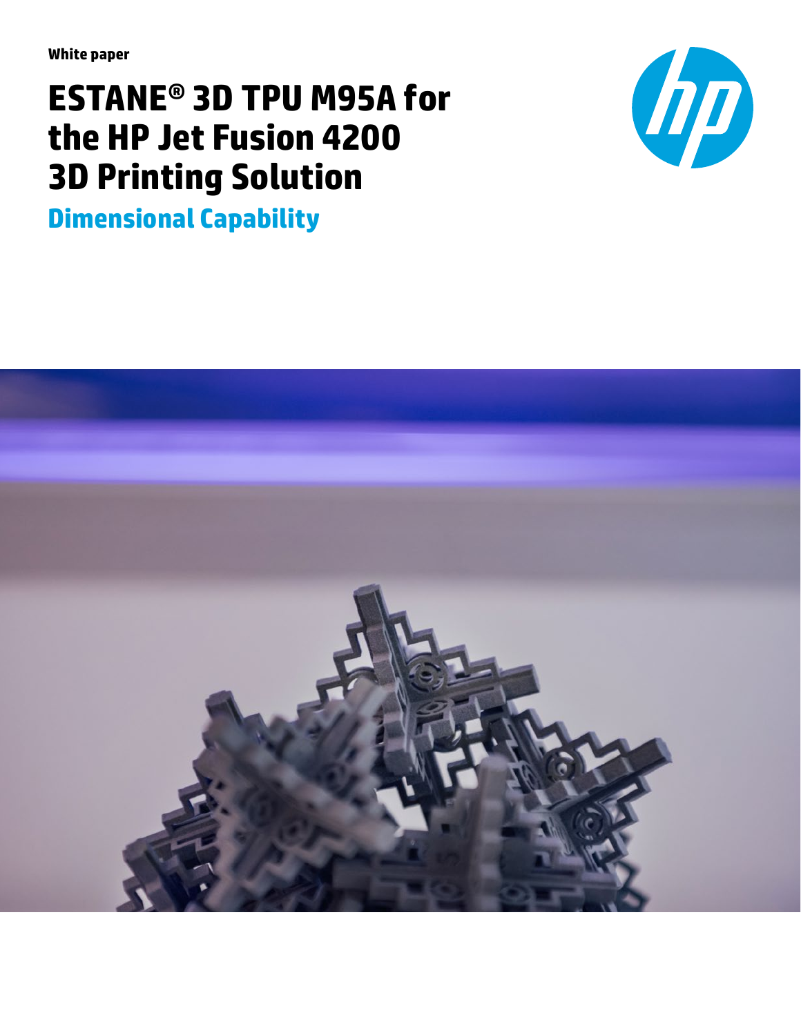White paper

# ESTANE® 3D TPU M95A for the HP Jet Fusion 4200 3D Printing Solution

## Dimensional Capability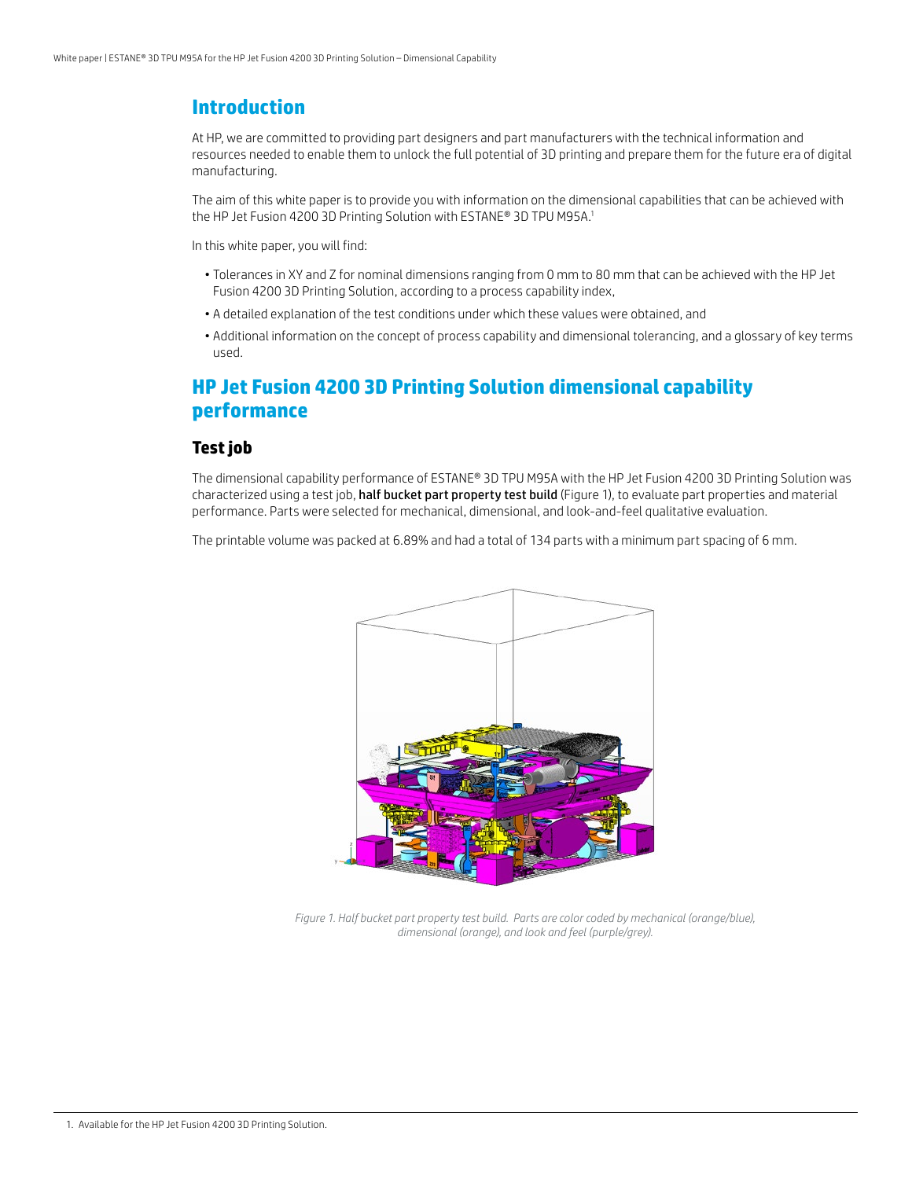## Introduction

At HP, we are committed to providing part designers and part manufacturers with the technical information and resources needed to enable them to unlock the full potential of 3D printing and prepare them for the future era of digital manufacturing.

The aim of this white paper is to provide you with information on the dimensional capabilities that can be achieved with the HP Jet Fusion 4200 3D Printing Solution with ESTANE® 3D TPU M95A.[1]

In this white paper, you will find:

- Tolerances in XY and Z for nominal dimensions ranging from 0 mm to 80 mm that can be achieved with the HP Jet Fusion 4200 3D Printing Solution, according to a process capability index,
- A detailed explanation of the test conditions under which these values were obtained, and
- Additional information on the concept of process capability and dimensional tolerancing, and a glossary of key terms used.

## HP Jet Fusion 4200 3D Printing Solution dimensional capability performance

### Test job

The dimensional capability performance of ESTANE® 3D TPU M95A with the HP Jet Fusion 4200 3D Printing Solution was characterized using a test job, **half bucket part property test build** (Figure 1), to evaluate part properties and material performance. Parts were selected for mechanical, dimensional, and look-and-feel qualitative evaluation.

The printable volume was packed at 6.89% and had a total of 134 parts with a minimum part spacing of 6 mm.

*Figure 1. Half bucket part property test build. Parts are color coded by mechanical (orange/blue), dimensional (orange), and look and feel (purple/grey).*

1. Available for the HP Jet Fusion 4200 3D Printing Solution.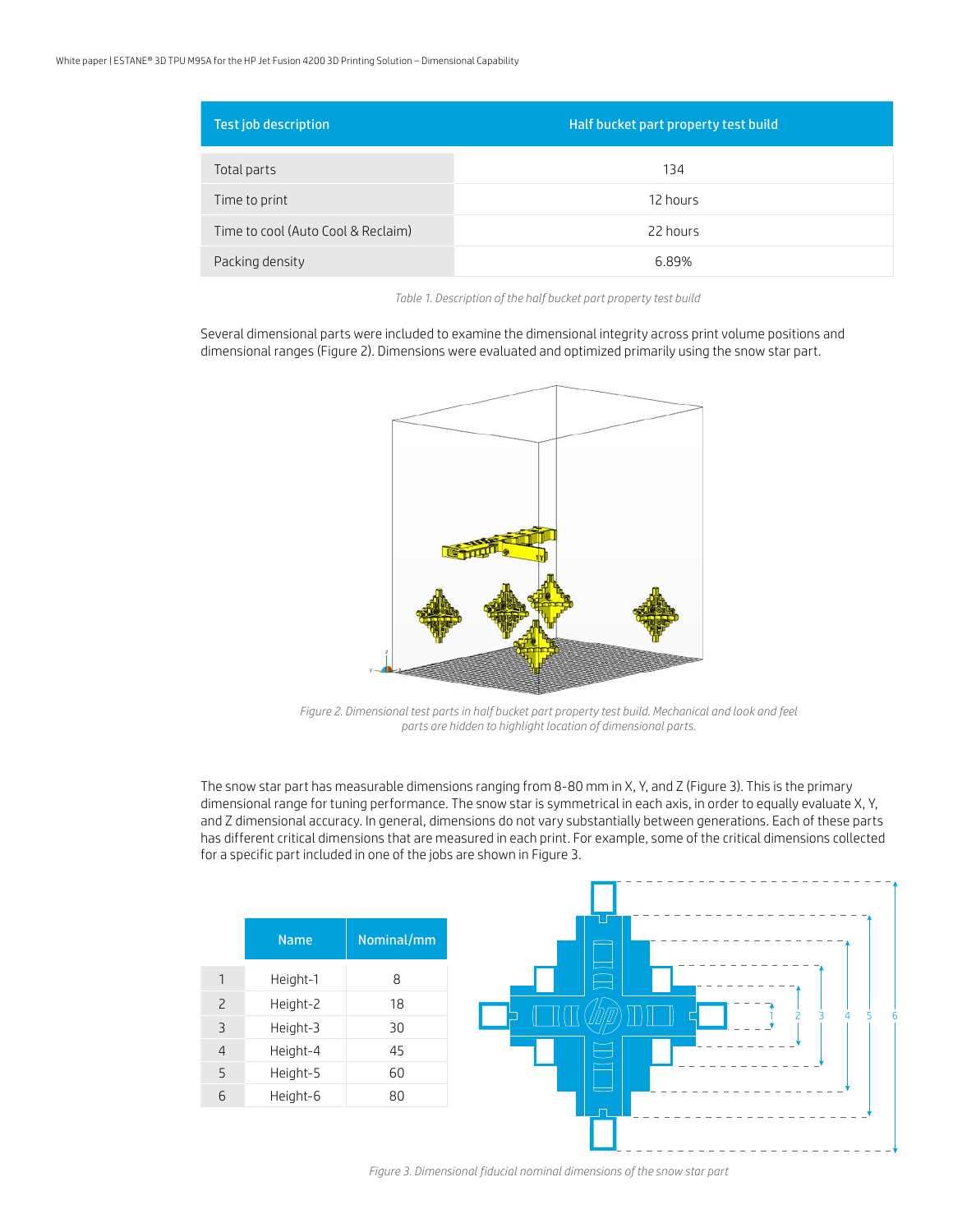| Test job description | Half bucket part property test build |
| --- | --- |
| Total parts | 134 |
| Time to print | 12 hours |
| Time to cool (Auto Cool & Reclaim) | 22 hours |
| Packing density | 6.89% |

*Table 1. Description of the half bucket part property test build*

Several dimensional parts were included to examine the dimensional integrity across print volume positions and dimensional ranges (Figure 2). Dimensions were evaluated and optimized primarily using the snow star part.

*Figure 2. Dimensional test parts in half bucket part property test build. Mechanical and look and feel parts are hidden to highlight location of dimensional parts.*

The snow star part has measurable dimensions ranging from 8-80 mm in X, Y, and Z (Figure 3). This is the primary dimensional range for tuning performance. The snow star is symmetrical in each axis, in order to equally evaluate X, Y, and Z dimensional accuracy. In general, dimensions do not vary substantially between generations. Each of these parts has different critical dimensions that are measured in each print. For example, some of the critical dimensions collected for a specific part included in one of the jobs are shown in Figure 3.

| | Name | Nominal/mm |
| --- | --- | --- |
| 1 | Height-1 | 8 |
| 2 | Height-2 | 18 |
| 3 | Height-3 | 30 |
| 4 | Height-4 | 45 |
| 5 | Height-5 | 60 |
| 6 | Height-6 | 80 |

*Figure 3. Dimensional fiducial nominal dimensions of the snow star part*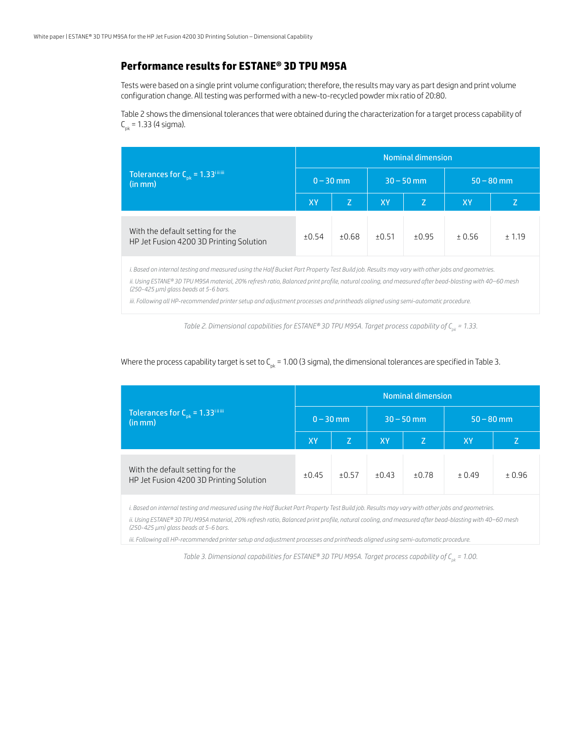## Performance results for ESTANE® 3D TPU M95A

Tests were based on a single print volume configuration; therefore, the results may vary as part design and print volume configuration change. All testing was performed with a new-to-recycled powder mix ratio of 20:80.

Table 2 shows the dimensional tolerances that were obtained during the characterization for a target process capability of $C_{pk}$ = 1.33 (4 sigma).

| Tolerances for $C_{pk}$ = 1.33[i ii iii] (in mm) | Nominal dimension | | | | | |
|---|---|---|---|---|---|---|
| | 0 – 30 mm | | 30 – 50 mm | | 50 – 80 mm | |
| | XY | Z | XY | Z | XY | Z |
| With the default setting for the HP Jet Fusion 4200 3D Printing Solution | ±0.54 | ±0.68 | ±0.51 | ±0.95 | ± 0.56 | ± 1.19 |

*i. Based on internal testing and measured using the Half Bucket Part Property Test Build job. Results may vary with other jobs and geometries.*

*ii. Using ESTANE® 3D TPU M95A material, 20% refresh ratio, Balanced print profile, natural cooling, and measured after bead-blasting with 40–60 mesh (250-425 µm) glass beads at 5-6 bars.*

*iii. Following all HP-recommended printer setup and adjustment processes and printheads aligned using semi-automatic procedure.*

*Table 2. Dimensional capabilities for ESTANE® 3D TPU M95A. Target process capability of $C_{pk}$ = 1.33.*

Where the process capability target is set to $C_{pk}$ = 1.00 (3 sigma), the dimensional tolerances are specified in Table 3.

| Tolerances for $C_{pk}$ = 1.33[i ii iii] (in mm) | Nominal dimension | | | | | |
|---|---|---|---|---|---|---|
| | 0 – 30 mm | | 30 – 50 mm | | 50 – 80 mm | |
| | XY | Z | XY | Z | XY | Z |
| With the default setting for the HP Jet Fusion 4200 3D Printing Solution | ±0.45 | ±0.57 | ±0.43 | ±0.78 | ± 0.49 | ± 0.96 |

*i. Based on internal testing and measured using the Half Bucket Part Property Test Build job. Results may vary with other jobs and geometries.*

*ii. Using ESTANE® 3D TPU M95A material, 20% refresh ratio, Balanced print profile, natural cooling, and measured after bead-blasting with 40–60 mesh (250-425 µm) glass beads at 5-6 bars.*

*iii. Following all HP-recommended printer setup and adjustment processes and printheads aligned using semi-automatic procedure.*

*Table 3. Dimensional capabilities for ESTANE® 3D TPU M95A. Target process capability of $C_{pk}$ = 1.00.*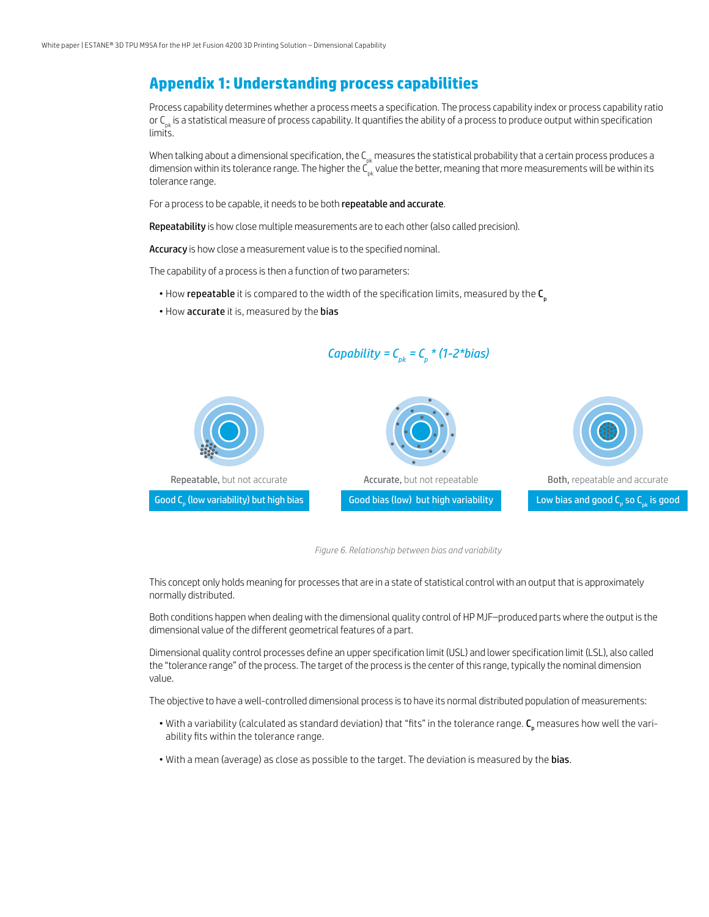## Appendix 1: Understanding process capabilities

Process capability determines whether a process meets a specification. The process capability index or process capability ratio or $C_{pk}$ is a statistical measure of process capability. It quantifies the ability of a process to produce output within specification limits.

When talking about a dimensional specification, the $C_{pk}$ measures the statistical probability that a certain process produces a dimension within its tolerance range. The higher the $C_{pk}$ value the better, meaning that more measurements will be within its tolerance range.

For a process to be capable, it needs to be both **repeatable and accurate**.

**Repeatability** is how close multiple measurements are to each other (also called precision).

**Accuracy** is how close a measurement value is to the specified nominal.

The capability of a process is then a function of two parameters:

- How **repeatable** it is compared to the width of the specification limits, measured by the $C_p$
- How **accurate** it is, measured by the **bias**

$$\text{Capability} = C_{pk} = C_p * (1-2*\text{bias})$$

**Repeatable,** but not accurate

Good $C_p$ (low variability) but high bias

**Accurate,** but not repeatable

Good bias (low) but high variability

**Both,** repeatable and accurate

Low bias and good $C_p$ so $C_{pk}$ is good

*Figure 6. Relationship between bias and variability*

This concept only holds meaning for processes that are in a state of statistical control with an output that is approximately normally distributed.

Both conditions happen when dealing with the dimensional quality control of HP MJF–produced parts where the output is the dimensional value of the different geometrical features of a part.

Dimensional quality control processes define an upper specification limit (USL) and lower specification limit (LSL), also called the "tolerance range" of the process. The target of the process is the center of this range, typically the nominal dimension value.

The objective to have a well-controlled dimensional process is to have its normal distributed population of measurements:

- With a variability (calculated as standard deviation) that "fits" in the tolerance range. $C_p$ measures how well the variability fits within the tolerance range.
- With a mean (average) as close as possible to the target. The deviation is measured by the **bias**.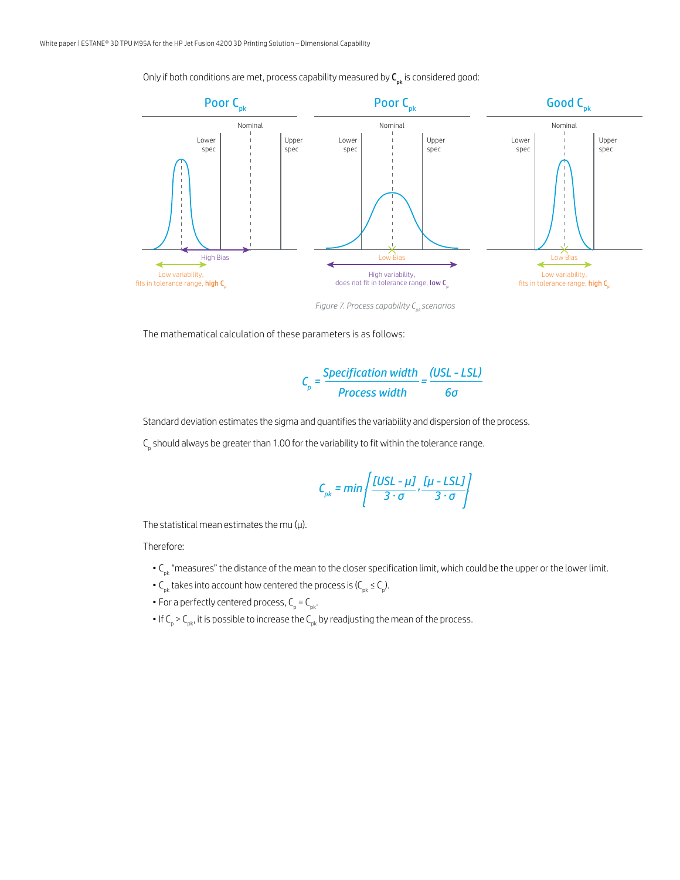Only if both conditions are met, process capability measured by **$C_{pk}$** is considered good:

Figure 7. Process capability $C_{pk}$ scenarios

The mathematical calculation of these parameters is as follows:

$$C_p = \frac{\text{Specification width}}{\text{Process width}} = \frac{(USL - LSL)}{6\sigma}$$

Standard deviation estimates the sigma and quantifies the variability and dispersion of the process.

$C_p$ should always be greater than 1.00 for the variability to fit within the tolerance range.

$$C_{pk} = min\left\{\frac{[USL - \mu]}{3 \cdot \sigma}, \frac{[\mu - LSL]}{3 \cdot \sigma}\right\}$$

The statistical mean estimates the mu (μ).

Therefore:

- $C_{pk}$ "measures" the distance of the mean to the closer specification limit, which could be the upper or the lower limit.
- $C_{pk}$ takes into account how centered the process is ($C_{pk} \leq C_p$).
- For a perfectly centered process, $C_p = C_{pk}$.
- If $C_p > C_{pk}$, it is possible to increase the $C_{pk}$ by readjusting the mean of the process.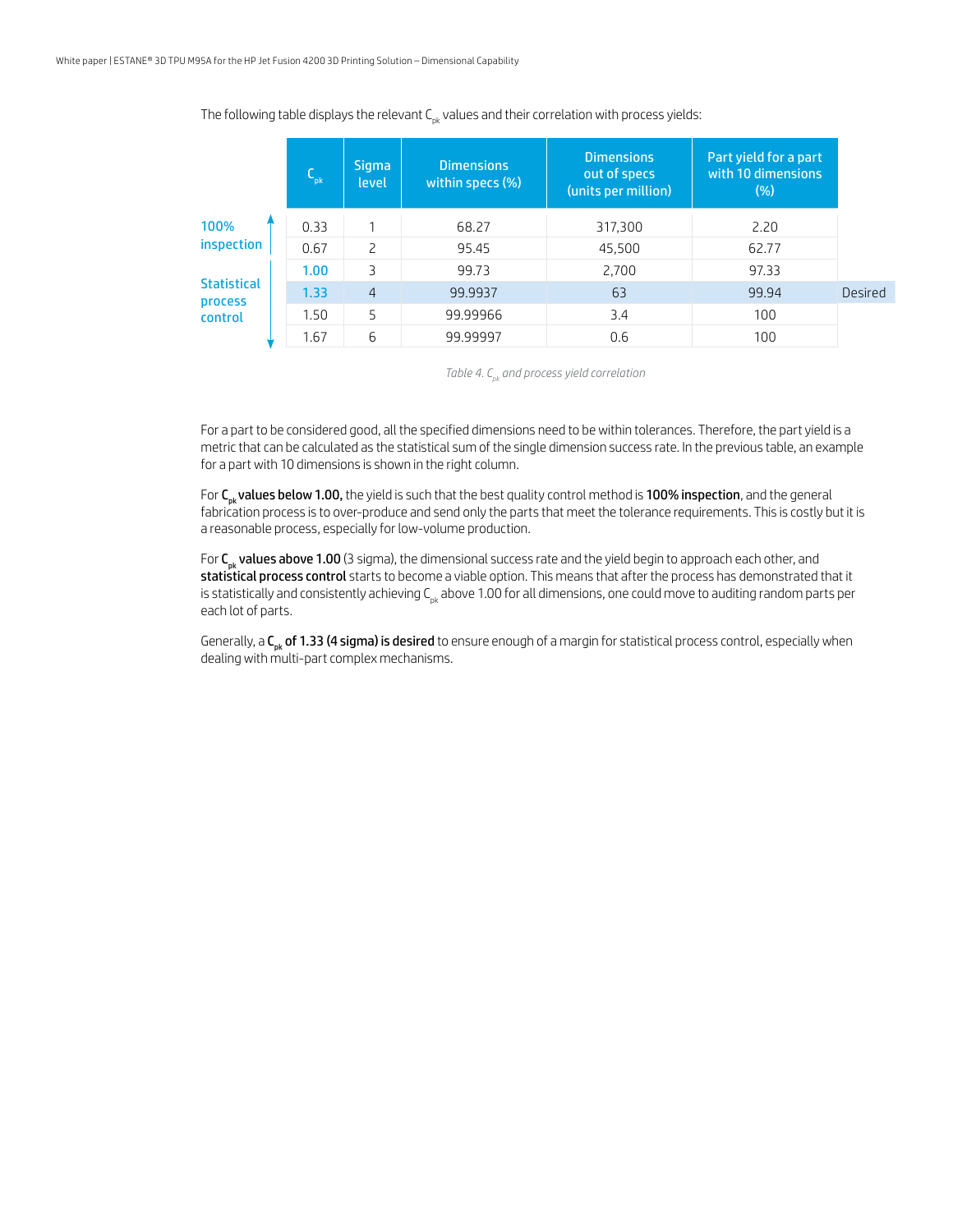The following table displays the relevant $C_{pk}$ values and their correlation with process yields:

| | $C_{pk}$ | Sigma level | Dimensions within specs (%) | Dimensions out of specs (units per million) | Part yield for a part with 10 dimensions (%) | |
|---|---|---|---|---|---|---|
| 100% inspection | 0.33 | 1 | 68.27 | 317,300 | 2.20 | |
| | 0.67 | 2 | 95.45 | 45,500 | 62.77 | |
| Statistical process control | 1.00 | 3 | 99.73 | 2,700 | 97.33 | |
| | 1.33 | 4 | 99.9937 | 63 | 99.94 | Desired |
| | 1.50 | 5 | 99.99966 | 3.4 | 100 | |
| | 1.67 | 6 | 99.99997 | 0.6 | 100 | |

*Table 4. $C_{pk}$ and process yield correlation*

For a part to be considered good, all the specified dimensions need to be within tolerances. Therefore, the part yield is a metric that can be calculated as the statistical sum of the single dimension success rate. In the previous table, an example for a part with 10 dimensions is shown in the right column.

For **$C_{pk}$ values below 1.00,** the yield is such that the best quality control method is **100% inspection**, and the general fabrication process is to over-produce and send only the parts that meet the tolerance requirements. This is costly but it is a reasonable process, especially for low-volume production.

For **$C_{pk}$ values above 1.00** (3 sigma), the dimensional success rate and the yield begin to approach each other, and **statistical process control** starts to become a viable option. This means that after the process has demonstrated that it is statistically and consistently achieving $C_{pk}$ above 1.00 for all dimensions, one could move to auditing random parts per each lot of parts.

Generally, a **$C_{pk}$ of 1.33 (4 sigma) is desired** to ensure enough of a margin for statistical process control, especially when dealing with multi-part complex mechanisms.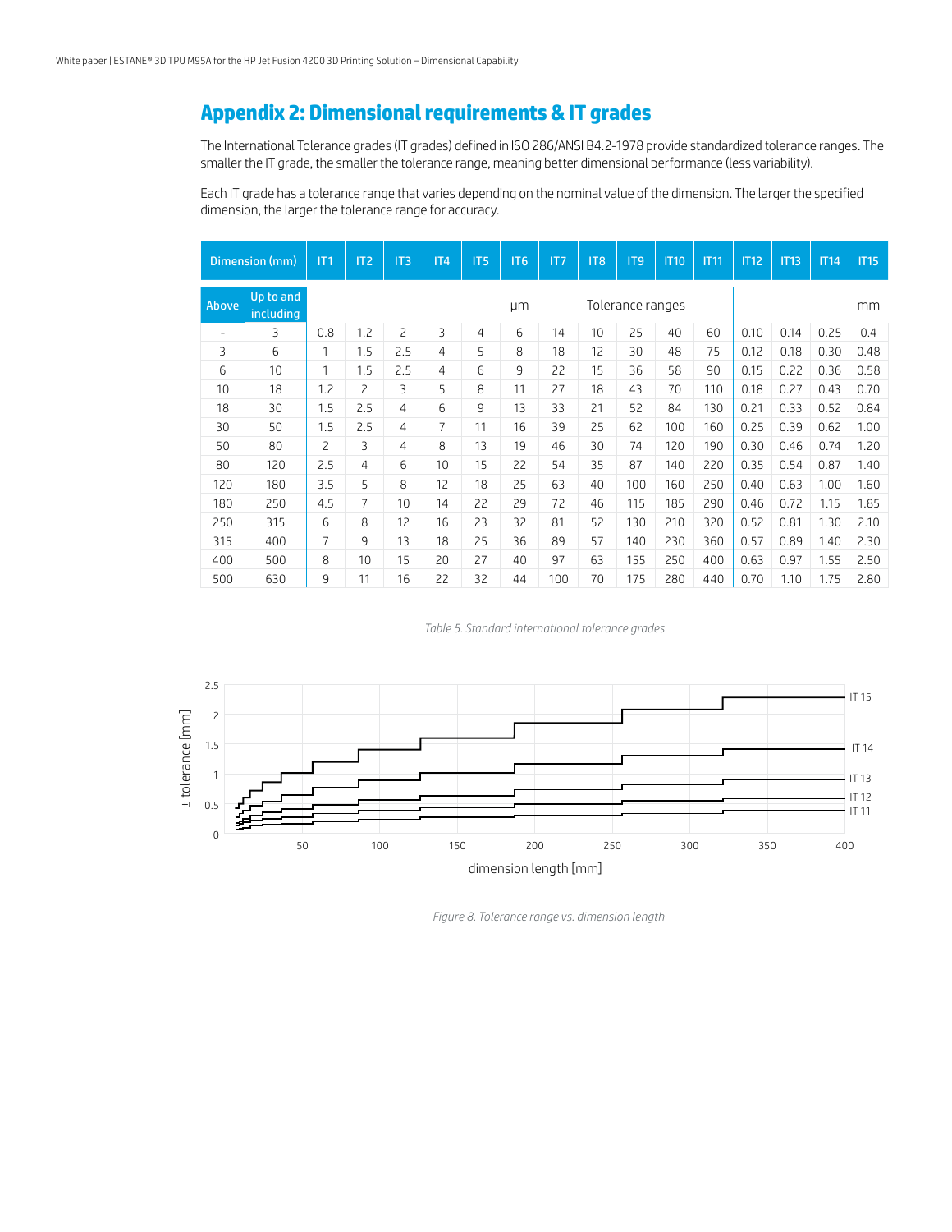## Appendix 2: Dimensional requirements & IT grades

The International Tolerance grades (IT grades) defined in ISO 286/ANSI B4.2-1978 provide standardized tolerance ranges. The smaller the IT grade, the smaller the tolerance range, meaning better dimensional performance (less variability).

Each IT grade has a tolerance range that varies depending on the nominal value of the dimension. The larger the specified dimension, the larger the tolerance range for accuracy.

| Dimension (mm) | | IT1 | IT2 | IT3 | IT4 | IT5 | IT6 | IT7 | IT8 | IT9 | IT10 | IT11 | IT12 | IT13 | IT14 | IT15 |
|---|---|---|---|---|---|---|---|---|---|---|---|---|---|---|---|---|
| Above | Up to and including | | | | | | μm | | Tolerance ranges | | | | | | | mm |
| - | 3 | 0.8 | 1.2 | 2 | 3 | 4 | 6 | 14 | 10 | 25 | 40 | 60 | 0.10 | 0.14 | 0.25 | 0.4 |
| 3 | 6 | 1 | 1.5 | 2.5 | 4 | 5 | 8 | 18 | 12 | 30 | 48 | 75 | 0.12 | 0.18 | 0.30 | 0.48 |
| 6 | 10 | 1 | 1.5 | 2.5 | 4 | 6 | 9 | 22 | 15 | 36 | 58 | 90 | 0.15 | 0.22 | 0.36 | 0.58 |
| 10 | 18 | 1.2 | 2 | 3 | 5 | 8 | 11 | 27 | 18 | 43 | 70 | 110 | 0.18 | 0.27 | 0.43 | 0.70 |
| 18 | 30 | 1.5 | 2.5 | 4 | 6 | 9 | 13 | 33 | 21 | 52 | 84 | 130 | 0.21 | 0.33 | 0.52 | 0.84 |
| 30 | 50 | 1.5 | 2.5 | 4 | 7 | 11 | 16 | 39 | 25 | 62 | 100 | 160 | 0.25 | 0.39 | 0.62 | 1.00 |
| 50 | 80 | 2 | 3 | 4 | 8 | 13 | 19 | 46 | 30 | 74 | 120 | 190 | 0.30 | 0.46 | 0.74 | 1.20 |
| 80 | 120 | 2.5 | 4 | 6 | 10 | 15 | 22 | 54 | 35 | 87 | 140 | 220 | 0.35 | 0.54 | 0.87 | 1.40 |
| 120 | 180 | 3.5 | 5 | 8 | 12 | 18 | 25 | 63 | 40 | 100 | 160 | 250 | 0.40 | 0.63 | 1.00 | 1.60 |
| 180 | 250 | 4.5 | 7 | 10 | 14 | 22 | 29 | 72 | 46 | 115 | 185 | 290 | 0.46 | 0.72 | 1.15 | 1.85 |
| 250 | 315 | 6 | 8 | 12 | 16 | 23 | 32 | 81 | 52 | 130 | 210 | 320 | 0.52 | 0.81 | 1.30 | 2.10 |
| 315 | 400 | 7 | 9 | 13 | 18 | 25 | 36 | 89 | 57 | 140 | 230 | 360 | 0.57 | 0.89 | 1.40 | 2.30 |
| 400 | 500 | 8 | 10 | 15 | 20 | 27 | 40 | 97 | 63 | 155 | 250 | 400 | 0.63 | 0.97 | 1.55 | 2.50 |
| 500 | 630 | 9 | 11 | 16 | 22 | 32 | 44 | 100 | 70 | 175 | 280 | 440 | 0.70 | 1.10 | 1.75 | 2.80 |

*Table 5. Standard international tolerance grades*

*Figure 8. Tolerance range vs. dimension length*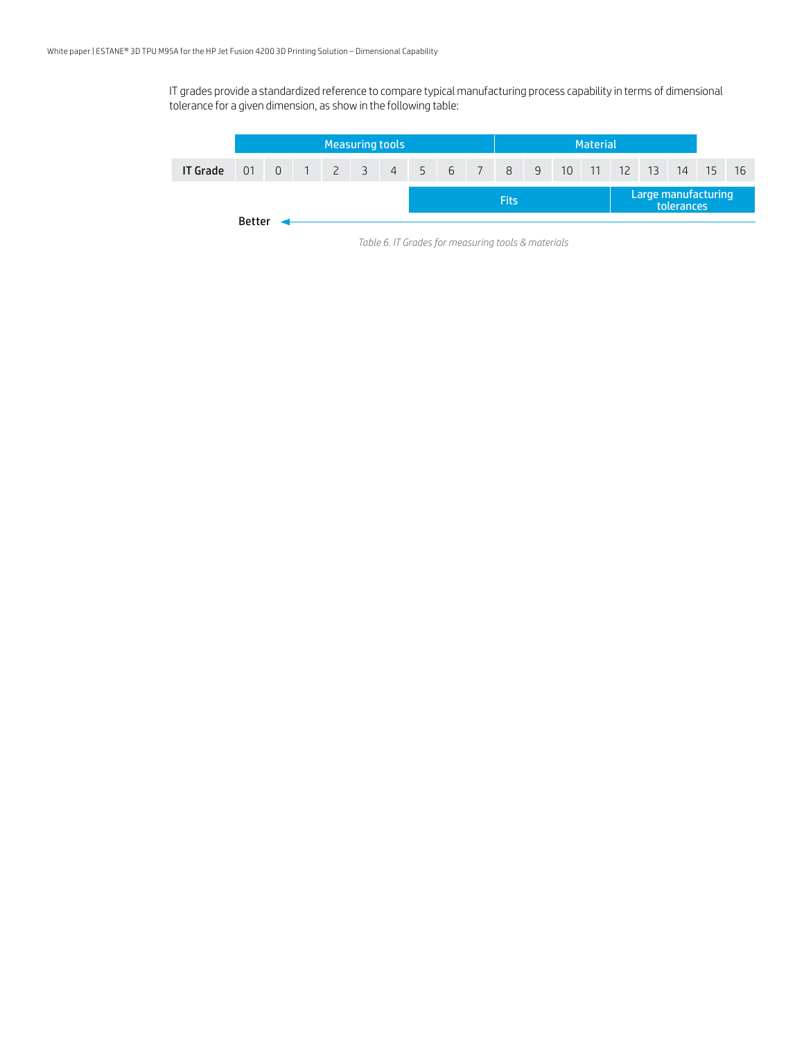IT grades provide a standardized reference to compare typical manufacturing process capability in terms of dimensional tolerance for a given dimension, as show in the following table:

| | Measuring tools | | | | | | | | | Material | | | | | | | |
|---|---|---|---|---|---|---|---|---|---|---|---|---|---|---|---|---|---|
| **IT Grade** | 01 | 0 | 1 | 2 | 3 | 4 | 5 | 6 | 7 | 8 | 9 | 10 | 11 | 12 | 13 | 14 | 15 | 16 |
| | | | | | | | Fits | | | | | | | Large manufacturing tolerances | | | | |

Better ←

*Table 6. IT Grades for measuring tools & materials*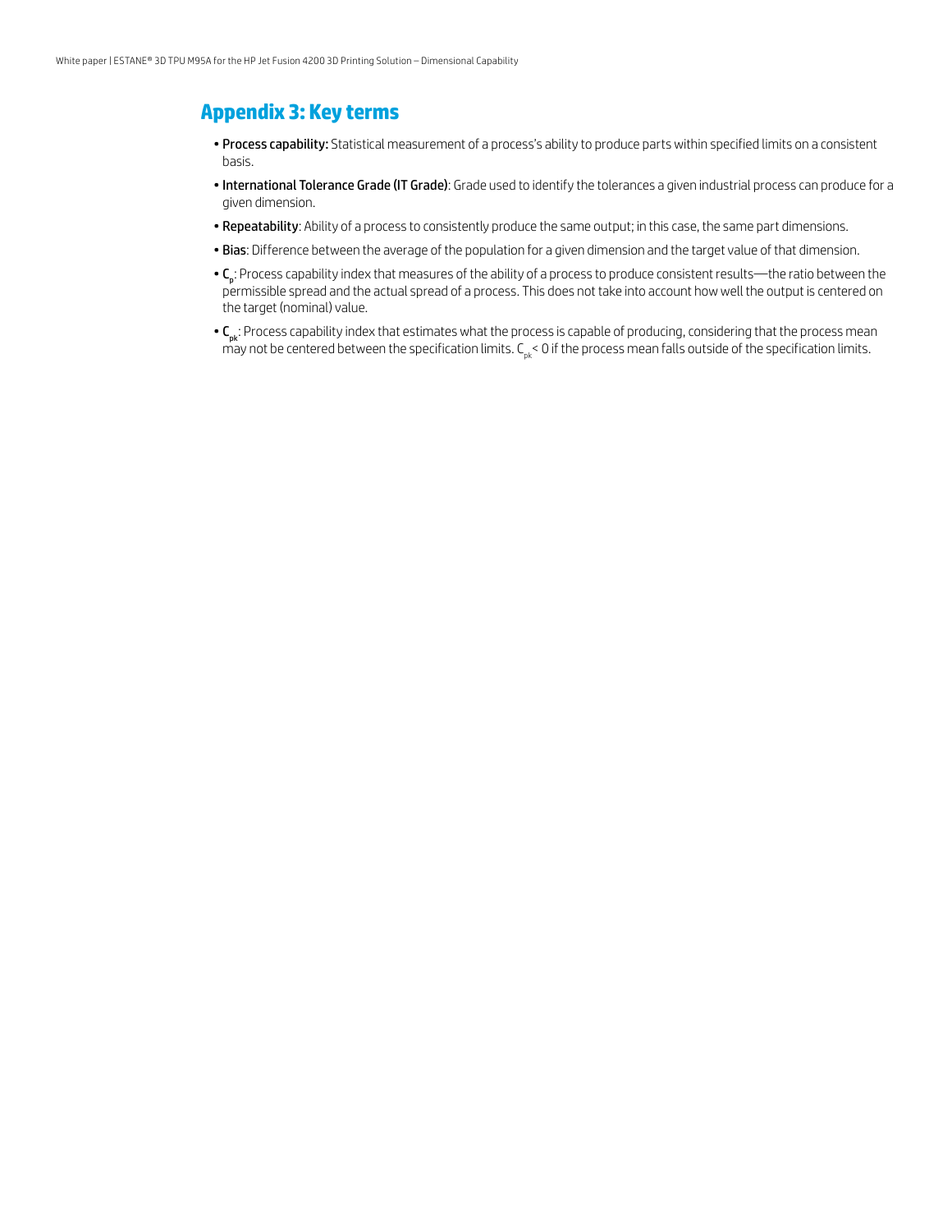## Appendix 3: Key terms

- **Process capability:** Statistical measurement of a process's ability to produce parts within specified limits on a consistent basis.
- **International Tolerance Grade (IT Grade)**: Grade used to identify the tolerances a given industrial process can produce for a given dimension.
- **Repeatability**: Ability of a process to consistently produce the same output; in this case, the same part dimensions.
- **Bias**: Difference between the average of the population for a given dimension and the target value of that dimension.
- $C_p$: Process capability index that measures of the ability of a process to produce consistent results—the ratio between the permissible spread and the actual spread of a process. This does not take into account how well the output is centered on the target (nominal) value.
- $C_{pk}$: Process capability index that estimates what the process is capable of producing, considering that the process mean may not be centered between the specification limits. $C_{pk} < 0$ if the process mean falls outside of the specification limits.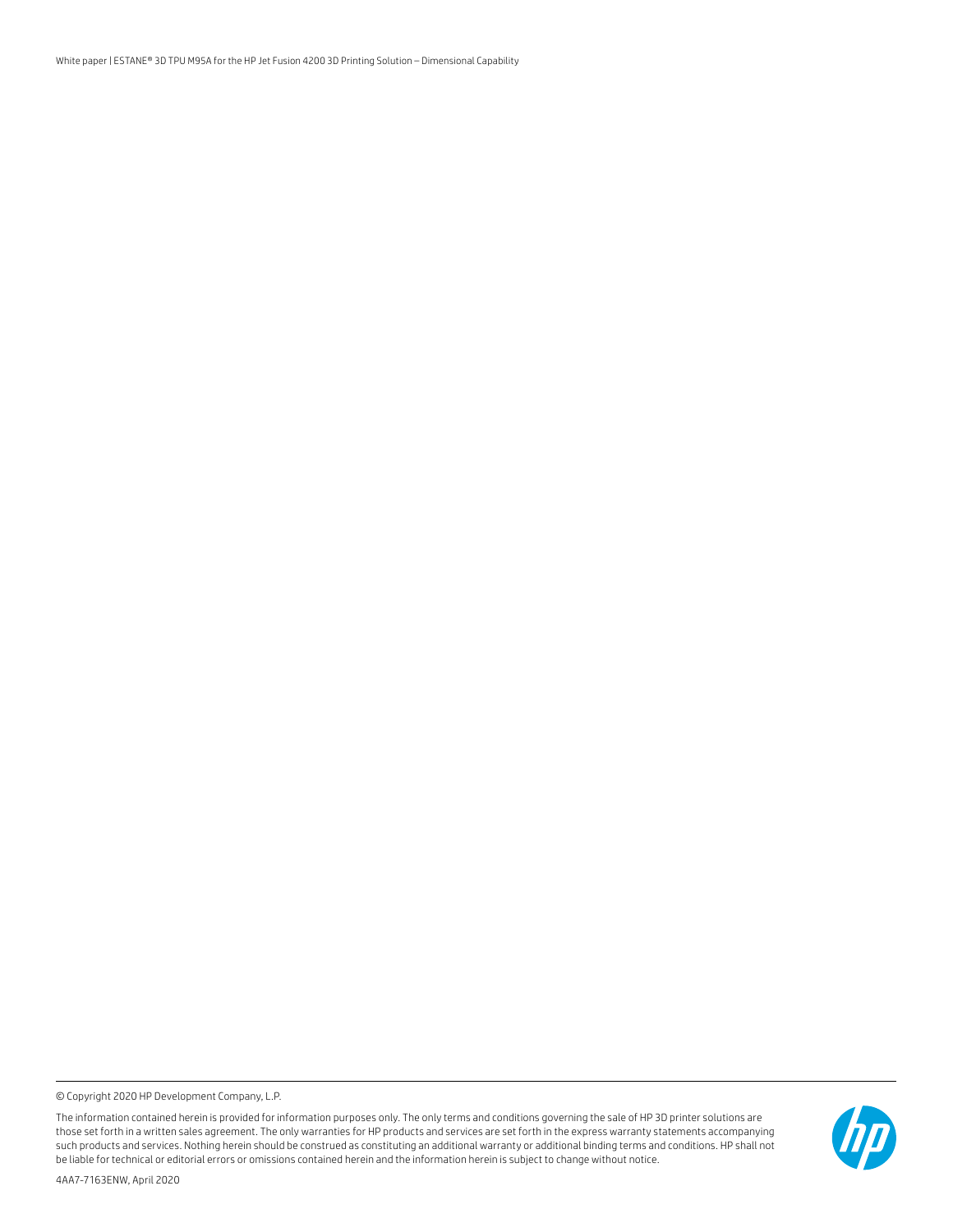© Copyright 2020 HP Development Company, L.P.

The information contained herein is provided for information purposes only. The only terms and conditions governing the sale of HP 3D printer solutions are those set forth in a written sales agreement. The only warranties for HP products and services are set forth in the express warranty statements accompanying such products and services. Nothing herein should be construed as constituting an additional warranty or additional binding terms and conditions. HP shall not be liable for technical or editorial errors or omissions contained herein and the information herein is subject to change without notice.

4AA7-7163ENW, April 2020